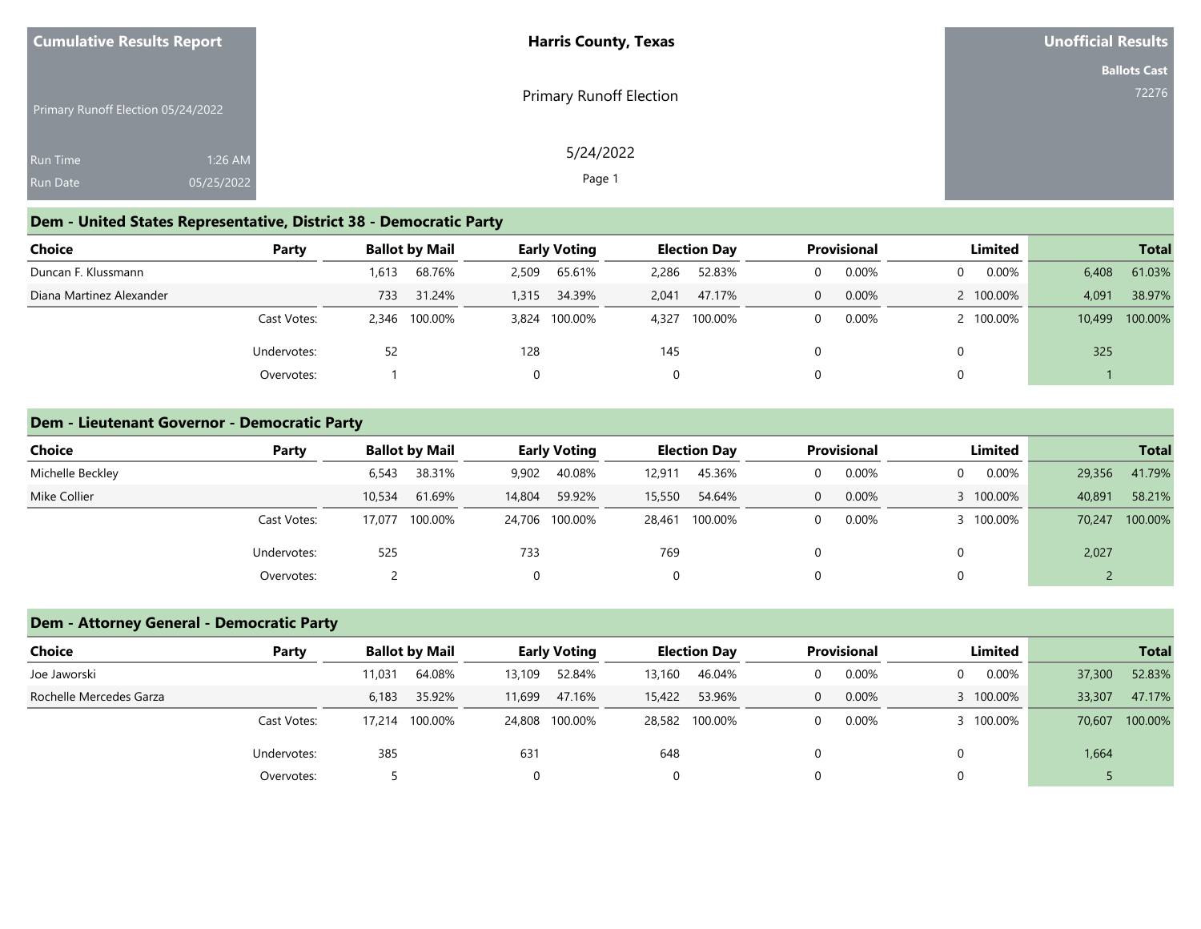**Cumulative Results Report**

Primary Runoff Election 05/24/2022

Run Time 1:26 AM

Run Date 05/25/2022

**Harris County, Texas**

Primary Runoff Election

5/24/2022

**Unofficial Results**

**Ballots Cast**

72276

## Dem - United States Representative, District 38 - Democratic Party

| Choice | Party | Ballot by Mail | | Early Voting | | Election Day | | Provisional | | Limited | | Total | |
|---|---|---|---|---|---|---|---|---|---|---|---|---|---|
| Duncan F. Klussmann | | 1,613 | 68.76% | 2,509 | 65.61% | 2,286 | 52.83% | 0 | 0.00% | 0 | 0.00% | 6,408 | 61.03% |
| Diana Martinez Alexander | | 733 | 31.24% | 1,315 | 34.39% | 2,041 | 47.17% | 0 | 0.00% | 2 | 100.00% | 4,091 | 38.97% |
| | Cast Votes: | 2,346 | 100.00% | 3,824 | 100.00% | 4,327 | 100.00% | 0 | 0.00% | 2 | 100.00% | 10,499 | 100.00% |
| | Undervotes: | 52 | | 128 | | 145 | | 0 | | 0 | | 325 | |
| | Overvotes: | 1 | | 0 | | 0 | | 0 | | 0 | | 1 | |

## Dem - Lieutenant Governor - Democratic Party

| Choice | Party | Ballot by Mail | | Early Voting | | Election Day | | Provisional | | Limited | | Total | |
|---|---|---|---|---|---|---|---|---|---|---|---|---|---|
| Michelle Beckley | | 6,543 | 38.31% | 9,902 | 40.08% | 12,911 | 45.36% | 0 | 0.00% | 0 | 0.00% | 29,356 | 41.79% |
| Mike Collier | | 10,534 | 61.69% | 14,804 | 59.92% | 15,550 | 54.64% | 0 | 0.00% | 3 | 100.00% | 40,891 | 58.21% |
| | Cast Votes: | 17,077 | 100.00% | 24,706 | 100.00% | 28,461 | 100.00% | 0 | 0.00% | 3 | 100.00% | 70,247 | 100.00% |
| | Undervotes: | 525 | | 733 | | 769 | | 0 | | 0 | | 2,027 | |
| | Overvotes: | 2 | | 0 | | 0 | | 0 | | 0 | | 2 | |

## Dem - Attorney General - Democratic Party

| Choice | Party | Ballot by Mail | | Early Voting | | Election Day | | Provisional | | Limited | | Total | |
|---|---|---|---|---|---|---|---|---|---|---|---|---|---|
| Joe Jaworski | | 11,031 | 64.08% | 13,109 | 52.84% | 13,160 | 46.04% | 0 | 0.00% | 0 | 0.00% | 37,300 | 52.83% |
| Rochelle Mercedes Garza | | 6,183 | 35.92% | 11,699 | 47.16% | 15,422 | 53.96% | 0 | 0.00% | 3 | 100.00% | 33,307 | 47.17% |
| | Cast Votes: | 17,214 | 100.00% | 24,808 | 100.00% | 28,582 | 100.00% | 0 | 0.00% | 3 | 100.00% | 70,607 | 100.00% |
| | Undervotes: | 385 | | 631 | | 648 | | 0 | | 0 | | 1,664 | |
| | Overvotes: | 5 | | 0 | | 0 | | 0 | | 0 | | 5 | |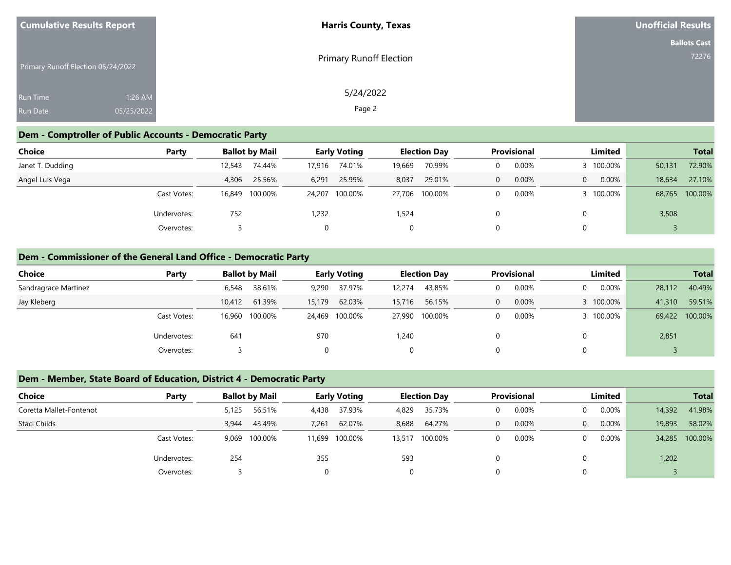Cumulative Results Report

Primary Runoff Election 05/24/2022

Run Time 1:26 AM
Run Date 05/25/2022

**Harris County, Texas**

Primary Runoff Election

5/24/2022

**Unofficial Results**

**Ballots Cast**
72276

## Dem - Comptroller of Public Accounts - Democratic Party

| Choice | Party | Ballot by Mail | | Early Voting | | Election Day | | Provisional | | Limited | | Total | |
|---|---|---|---|---|---|---|---|---|---|---|---|---|---|
| Janet T. Dudding | | 12,543 | 74.44% | 17,916 | 74.01% | 19,669 | 70.99% | 0 | 0.00% | 3 | 100.00% | 50,131 | 72.90% |
| Angel Luis Vega | | 4,306 | 25.56% | 6,291 | 25.99% | 8,037 | 29.01% | 0 | 0.00% | 0 | 0.00% | 18,634 | 27.10% |
| | Cast Votes: | 16,849 | 100.00% | 24,207 | 100.00% | 27,706 | 100.00% | 0 | 0.00% | 3 | 100.00% | 68,765 | 100.00% |
| | Undervotes: | 752 | | 1,232 | | 1,524 | | 0 | | 0 | | 3,508 | |
| | Overvotes: | 3 | | 0 | | 0 | | 0 | | 0 | | 3 | |

## Dem - Commissioner of the General Land Office - Democratic Party

| Choice | Party | Ballot by Mail | | Early Voting | | Election Day | | Provisional | | Limited | | Total | |
|---|---|---|---|---|---|---|---|---|---|---|---|---|---|
| Sandragrace Martinez | | 6,548 | 38.61% | 9,290 | 37.97% | 12,274 | 43.85% | 0 | 0.00% | 0 | 0.00% | 28,112 | 40.49% |
| Jay Kleberg | | 10,412 | 61.39% | 15,179 | 62.03% | 15,716 | 56.15% | 0 | 0.00% | 3 | 100.00% | 41,310 | 59.51% |
| | Cast Votes: | 16,960 | 100.00% | 24,469 | 100.00% | 27,990 | 100.00% | 0 | 0.00% | 3 | 100.00% | 69,422 | 100.00% |
| | Undervotes: | 641 | | 970 | | 1,240 | | 0 | | 0 | | 2,851 | |
| | Overvotes: | 3 | | 0 | | 0 | | 0 | | 0 | | 3 | |

## Dem - Member, State Board of Education, District 4 - Democratic Party

| Choice | Party | Ballot by Mail | | Early Voting | | Election Day | | Provisional | | Limited | | Total | |
|---|---|---|---|---|---|---|---|---|---|---|---|---|---|
| Coretta Mallet-Fontenot | | 5,125 | 56.51% | 4,438 | 37.93% | 4,829 | 35.73% | 0 | 0.00% | 0 | 0.00% | 14,392 | 41.98% |
| Staci Childs | | 3,944 | 43.49% | 7,261 | 62.07% | 8,688 | 64.27% | 0 | 0.00% | 0 | 0.00% | 19,893 | 58.02% |
| | Cast Votes: | 9,069 | 100.00% | 11,699 | 100.00% | 13,517 | 100.00% | 0 | 0.00% | 0 | 0.00% | 34,285 | 100.00% |
| | Undervotes: | 254 | | 355 | | 593 | | 0 | | 0 | | 1,202 | |
| | Overvotes: | 3 | | 0 | | 0 | | 0 | | 0 | | 3 | |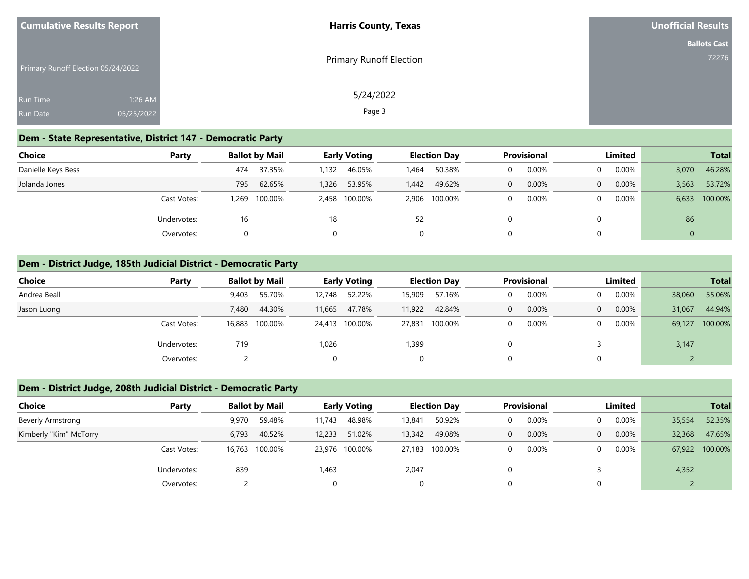| Cumulative Results Report | Harris County, Texas | Unofficial Results |
|---|---|---|
| Primary Runoff Election 05/24/2022 | Primary Runoff Election | Ballots Cast 72276 |
| Run Time 1:26 AM | 5/24/2022 | |
| Run Date 05/25/2022 | | |

## Dem - State Representative, District 147 - Democratic Party

| Choice | Party | Ballot by Mail | | Early Voting | | Election Day | | Provisional | | Limited | | Total | |
|---|---|---|---|---|---|---|---|---|---|---|---|---|---|
| Danielle Keys Bess | | 474 | 37.35% | 1,132 | 46.05% | 1,464 | 50.38% | 0 | 0.00% | 0 | 0.00% | 3,070 | 46.28% |
| Jolanda Jones | | 795 | 62.65% | 1,326 | 53.95% | 1,442 | 49.62% | 0 | 0.00% | 0 | 0.00% | 3,563 | 53.72% |
| | Cast Votes: | 1,269 | 100.00% | 2,458 | 100.00% | 2,906 | 100.00% | 0 | 0.00% | 0 | 0.00% | 6,633 | 100.00% |
| | Undervotes: | 16 | | 18 | | 52 | | 0 | | 0 | | 86 | |
| | Overvotes: | 0 | | 0 | | 0 | | 0 | | 0 | | 0 | |

## Dem - District Judge, 185th Judicial District - Democratic Party

| Choice | Party | Ballot by Mail | | Early Voting | | Election Day | | Provisional | | Limited | | Total | |
|---|---|---|---|---|---|---|---|---|---|---|---|---|---|
| Andrea Beall | | 9,403 | 55.70% | 12,748 | 52.22% | 15,909 | 57.16% | 0 | 0.00% | 0 | 0.00% | 38,060 | 55.06% |
| Jason Luong | | 7,480 | 44.30% | 11,665 | 47.78% | 11,922 | 42.84% | 0 | 0.00% | 0 | 0.00% | 31,067 | 44.94% |
| | Cast Votes: | 16,883 | 100.00% | 24,413 | 100.00% | 27,831 | 100.00% | 0 | 0.00% | 0 | 0.00% | 69,127 | 100.00% |
| | Undervotes: | 719 | | 1,026 | | 1,399 | | 0 | | 3 | | 3,147 | |
| | Overvotes: | 2 | | 0 | | 0 | | 0 | | 0 | | 2 | |

## Dem - District Judge, 208th Judicial District - Democratic Party

| Choice | Party | Ballot by Mail | | Early Voting | | Election Day | | Provisional | | Limited | | Total | |
|---|---|---|---|---|---|---|---|---|---|---|---|---|---|
| Beverly Armstrong | | 9,970 | 59.48% | 11,743 | 48.98% | 13,841 | 50.92% | 0 | 0.00% | 0 | 0.00% | 35,554 | 52.35% |
| Kimberly "Kim" McTorry | | 6,793 | 40.52% | 12,233 | 51.02% | 13,342 | 49.08% | 0 | 0.00% | 0 | 0.00% | 32,368 | 47.65% |
| | Cast Votes: | 16,763 | 100.00% | 23,976 | 100.00% | 27,183 | 100.00% | 0 | 0.00% | 0 | 0.00% | 67,922 | 100.00% |
| | Undervotes: | 839 | | 1,463 | | 2,047 | | 0 | | 3 | | 4,352 | |
| | Overvotes: | 2 | | 0 | | 0 | | 0 | | 0 | | 2 | |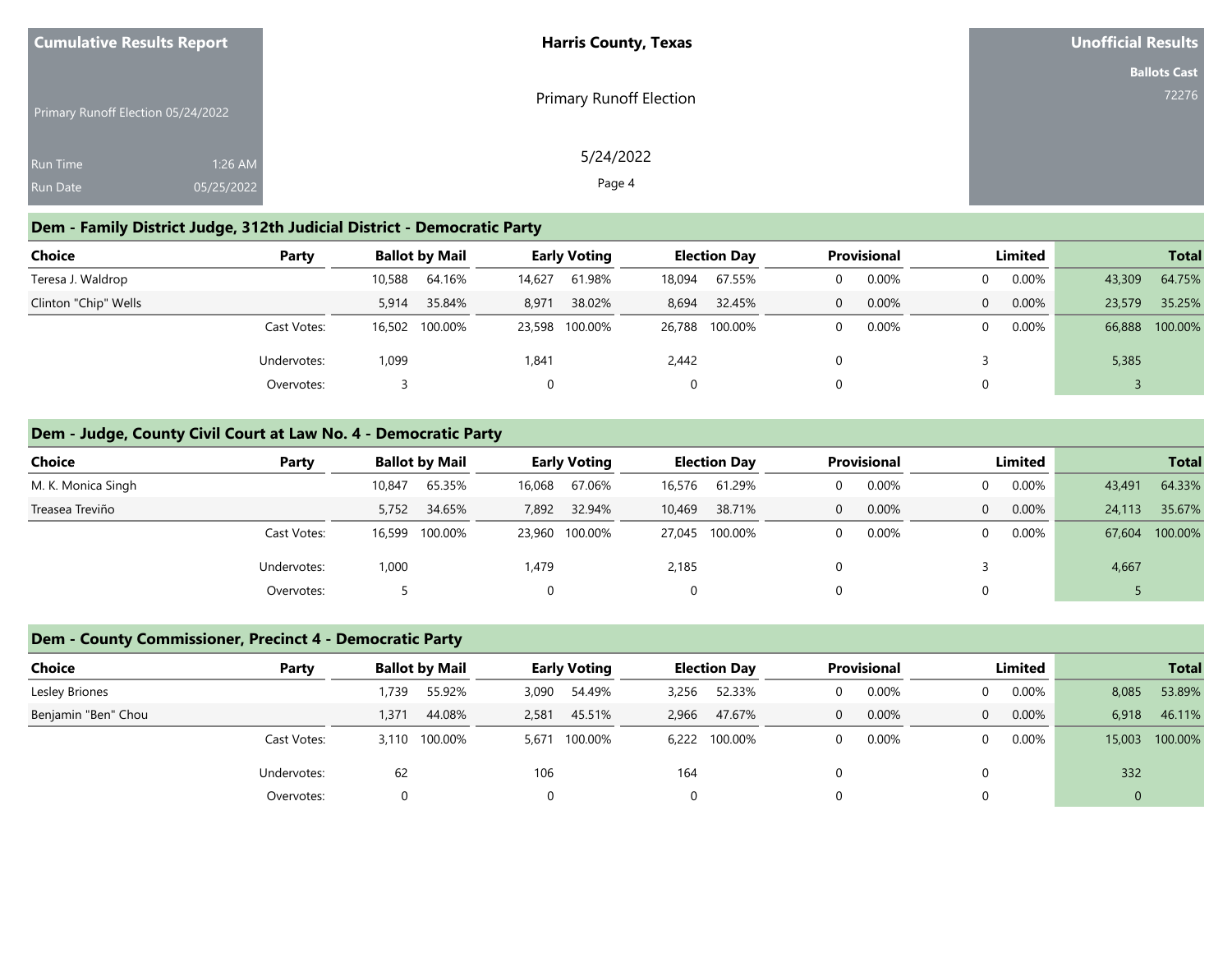Cumulative Results Report

Harris County, Texas

Unofficial Results

Ballots Cast

72276

Primary Runoff Election 05/24/2022

Primary Runoff Election

Run Time 1:26 AM

Run Date 05/25/2022

5/24/2022

## Dem - Family District Judge, 312th Judicial District - Democratic Party

| Choice | Party | Ballot by Mail | | Early Voting | | Election Day | | Provisional | | Limited | | Total | |
|---|---|---|---|---|---|---|---|---|---|---|---|---|---|
| Teresa J. Waldrop | | 10,588 | 64.16% | 14,627 | 61.98% | 18,094 | 67.55% | 0 | 0.00% | 0 | 0.00% | 43,309 | 64.75% |
| Clinton "Chip" Wells | | 5,914 | 35.84% | 8,971 | 38.02% | 8,694 | 32.45% | 0 | 0.00% | 0 | 0.00% | 23,579 | 35.25% |
| | Cast Votes: | 16,502 | 100.00% | 23,598 | 100.00% | 26,788 | 100.00% | 0 | 0.00% | 0 | 0.00% | 66,888 | 100.00% |
| | Undervotes: | 1,099 | | 1,841 | | 2,442 | | 0 | | 3 | | 5,385 | |
| | Overvotes: | 3 | | 0 | | 0 | | 0 | | 0 | | 3 | |

## Dem - Judge, County Civil Court at Law No. 4 - Democratic Party

| Choice | Party | Ballot by Mail | | Early Voting | | Election Day | | Provisional | | Limited | | Total | |
|---|---|---|---|---|---|---|---|---|---|---|---|---|---|
| M. K. Monica Singh | | 10,847 | 65.35% | 16,068 | 67.06% | 16,576 | 61.29% | 0 | 0.00% | 0 | 0.00% | 43,491 | 64.33% |
| Treasea Treviño | | 5,752 | 34.65% | 7,892 | 32.94% | 10,469 | 38.71% | 0 | 0.00% | 0 | 0.00% | 24,113 | 35.67% |
| | Cast Votes: | 16,599 | 100.00% | 23,960 | 100.00% | 27,045 | 100.00% | 0 | 0.00% | 0 | 0.00% | 67,604 | 100.00% |
| | Undervotes: | 1,000 | | 1,479 | | 2,185 | | 0 | | 3 | | 4,667 | |
| | Overvotes: | 5 | | 0 | | 0 | | 0 | | 0 | | 5 | |

## Dem - County Commissioner, Precinct 4 - Democratic Party

| Choice | Party | Ballot by Mail | | Early Voting | | Election Day | | Provisional | | Limited | | Total | |
|---|---|---|---|---|---|---|---|---|---|---|---|---|---|
| Lesley Briones | | 1,739 | 55.92% | 3,090 | 54.49% | 3,256 | 52.33% | 0 | 0.00% | 0 | 0.00% | 8,085 | 53.89% |
| Benjamin "Ben" Chou | | 1,371 | 44.08% | 2,581 | 45.51% | 2,966 | 47.67% | 0 | 0.00% | 0 | 0.00% | 6,918 | 46.11% |
| | Cast Votes: | 3,110 | 100.00% | 5,671 | 100.00% | 6,222 | 100.00% | 0 | 0.00% | 0 | 0.00% | 15,003 | 100.00% |
| | Undervotes: | 62 | | 106 | | 164 | | 0 | | 0 | | 332 | |
| | Overvotes: | 0 | | 0 | | 0 | | 0 | | 0 | | 0 | |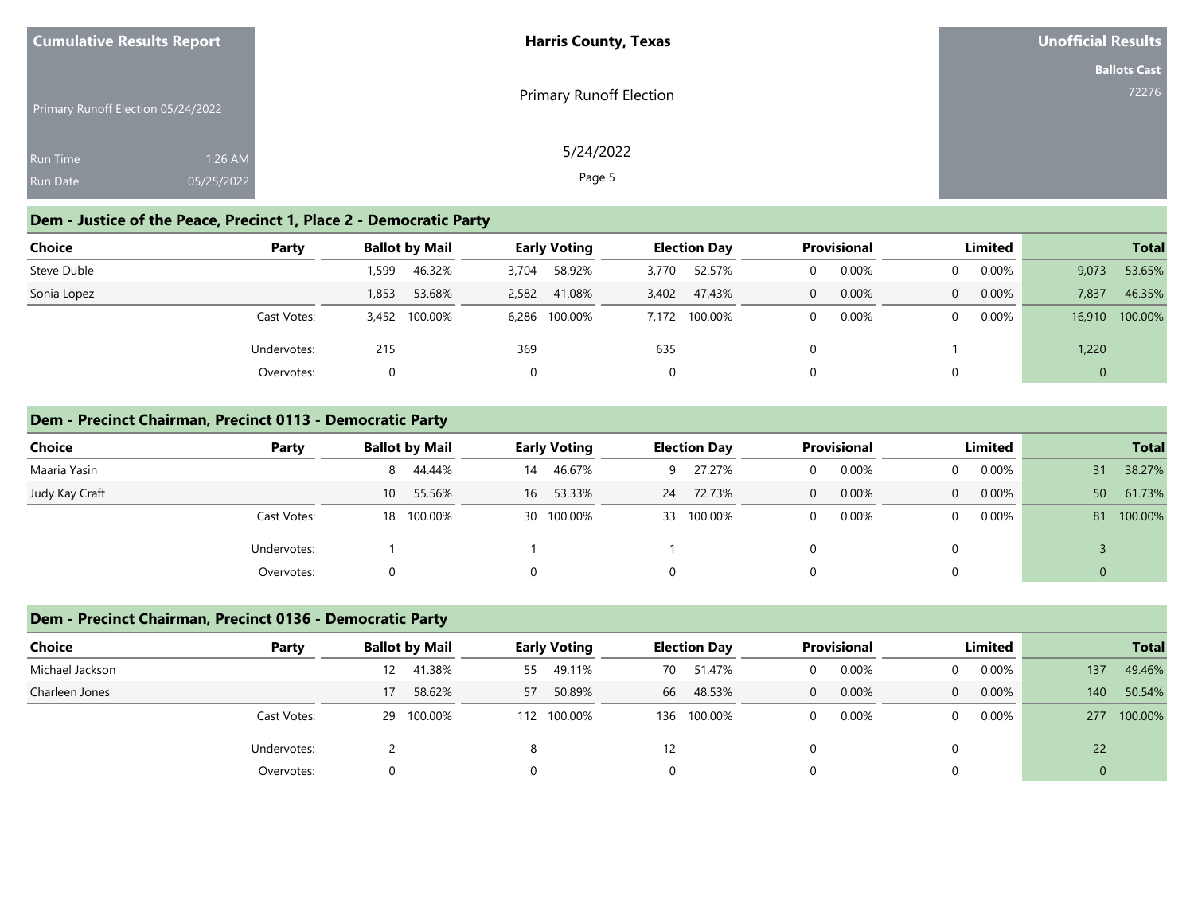## Dem - Justice of the Peace, Precinct 1, Place 2 - Democratic Party

| Choice | Party | Ballot by Mail | | Early Voting | | Election Day | | Provisional | | Limited | | Total | |
|---|---|---|---|---|---|---|---|---|---|---|---|---|---|
| Steve Duble | | 1,599 | 46.32% | 3,704 | 58.92% | 3,770 | 52.57% | 0 | 0.00% | 0 | 0.00% | 9,073 | 53.65% |
| Sonia Lopez | | 1,853 | 53.68% | 2,582 | 41.08% | 3,402 | 47.43% | 0 | 0.00% | 0 | 0.00% | 7,837 | 46.35% |
| | Cast Votes: | 3,452 | 100.00% | 6,286 | 100.00% | 7,172 | 100.00% | 0 | 0.00% | 0 | 0.00% | 16,910 | 100.00% |
| | Undervotes: | 215 | | 369 | | 635 | | 0 | | 1 | | 1,220 | |
| | Overvotes: | 0 | | 0 | | 0 | | 0 | | 0 | | 0 | |

## Dem - Precinct Chairman, Precinct 0113 - Democratic Party

| Choice | Party | Ballot by Mail | | Early Voting | | Election Day | | Provisional | | Limited | | Total | |
|---|---|---|---|---|---|---|---|---|---|---|---|---|---|
| Maaria Yasin | | 8 | 44.44% | 14 | 46.67% | 9 | 27.27% | 0 | 0.00% | 0 | 0.00% | 31 | 38.27% |
| Judy Kay Craft | | 10 | 55.56% | 16 | 53.33% | 24 | 72.73% | 0 | 0.00% | 0 | 0.00% | 50 | 61.73% |
| | Cast Votes: | 18 | 100.00% | 30 | 100.00% | 33 | 100.00% | 0 | 0.00% | 0 | 0.00% | 81 | 100.00% |
| | Undervotes: | 1 | | 1 | | 1 | | 0 | | 0 | | 3 | |
| | Overvotes: | 0 | | 0 | | 0 | | 0 | | 0 | | 0 | |

## Dem - Precinct Chairman, Precinct 0136 - Democratic Party

| Choice | Party | Ballot by Mail | | Early Voting | | Election Day | | Provisional | | Limited | | Total | |
|---|---|---|---|---|---|---|---|---|---|---|---|---|---|
| Michael Jackson | | 12 | 41.38% | 55 | 49.11% | 70 | 51.47% | 0 | 0.00% | 0 | 0.00% | 137 | 49.46% |
| Charleen Jones | | 17 | 58.62% | 57 | 50.89% | 66 | 48.53% | 0 | 0.00% | 0 | 0.00% | 140 | 50.54% |
| | Cast Votes: | 29 | 100.00% | 112 | 100.00% | 136 | 100.00% | 0 | 0.00% | 0 | 0.00% | 277 | 100.00% |
| | Undervotes: | 2 | | 8 | | 12 | | 0 | | 0 | | 22 | |
| | Overvotes: | 0 | | 0 | | 0 | | 0 | | 0 | | 0 | |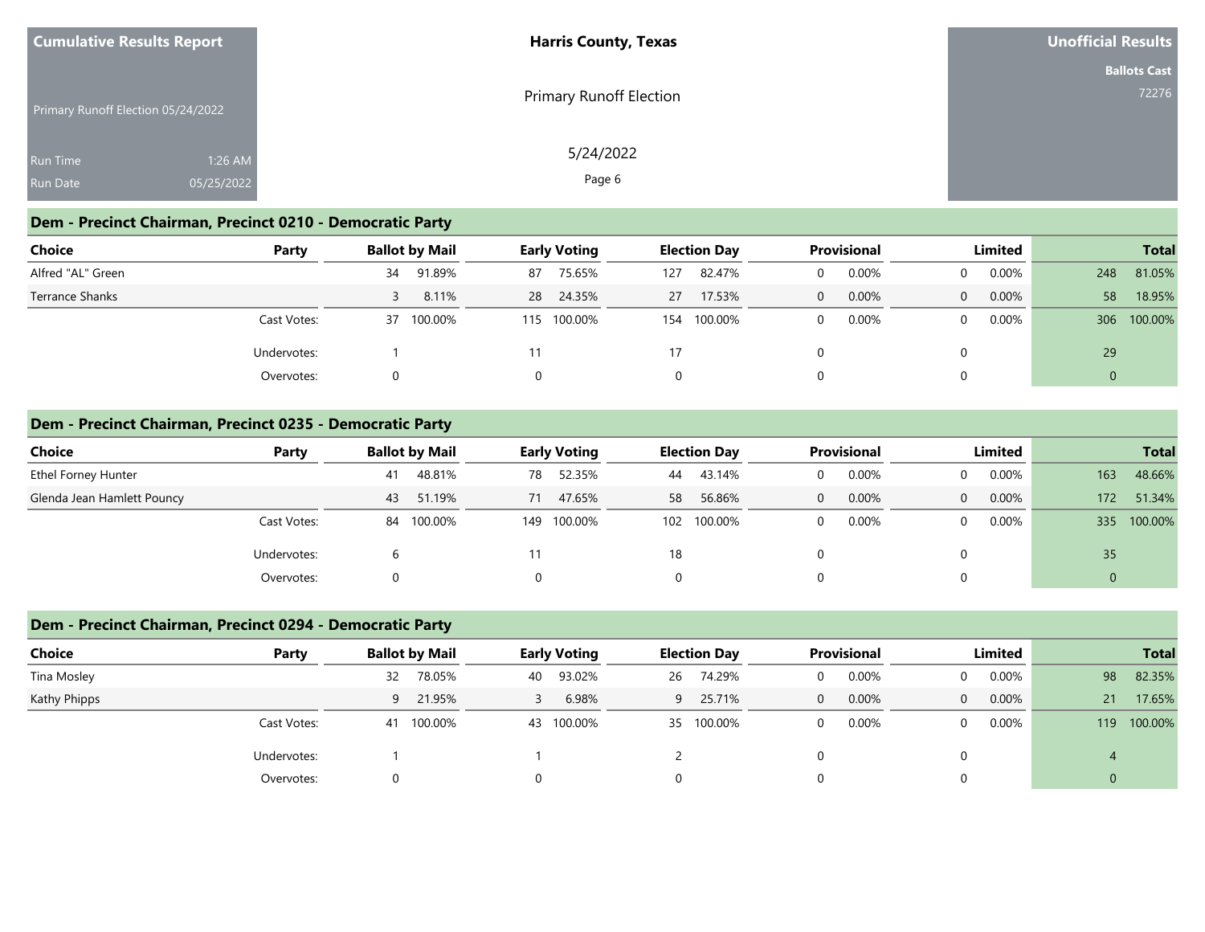**Cumulative Results Report**

Primary Runoff Election 05/24/2022

Run Time 1:26 AM
Run Date 05/25/2022

**Harris County, Texas**

Primary Runoff Election

5/24/2022

**Unofficial Results**

**Ballots Cast**
72276

## Dem - Precinct Chairman, Precinct 0210 - Democratic Party

| Choice | Party | Ballot by Mail | | Early Voting | | Election Day | | Provisional | | Limited | | Total | |
|---|---|---|---|---|---|---|---|---|---|---|---|---|---|
| Alfred "AL" Green | | 34 | 91.89% | 87 | 75.65% | 127 | 82.47% | 0 | 0.00% | 0 | 0.00% | 248 | 81.05% |
| Terrance Shanks | | 3 | 8.11% | 28 | 24.35% | 27 | 17.53% | 0 | 0.00% | 0 | 0.00% | 58 | 18.95% |
| | Cast Votes: | 37 | 100.00% | 115 | 100.00% | 154 | 100.00% | 0 | 0.00% | 0 | 0.00% | 306 | 100.00% |
| | Undervotes: | 1 | | 11 | | 17 | | 0 | | 0 | | 29 | |
| | Overvotes: | 0 | | 0 | | 0 | | 0 | | 0 | | 0 | |

## Dem - Precinct Chairman, Precinct 0235 - Democratic Party

| Choice | Party | Ballot by Mail | | Early Voting | | Election Day | | Provisional | | Limited | | Total | |
|---|---|---|---|---|---|---|---|---|---|---|---|---|---|
| Ethel Forney Hunter | | 41 | 48.81% | 78 | 52.35% | 44 | 43.14% | 0 | 0.00% | 0 | 0.00% | 163 | 48.66% |
| Glenda Jean Hamlett Pouncy | | 43 | 51.19% | 71 | 47.65% | 58 | 56.86% | 0 | 0.00% | 0 | 0.00% | 172 | 51.34% |
| | Cast Votes: | 84 | 100.00% | 149 | 100.00% | 102 | 100.00% | 0 | 0.00% | 0 | 0.00% | 335 | 100.00% |
| | Undervotes: | 6 | | 11 | | 18 | | 0 | | 0 | | 35 | |
| | Overvotes: | 0 | | 0 | | 0 | | 0 | | 0 | | 0 | |

## Dem - Precinct Chairman, Precinct 0294 - Democratic Party

| Choice | Party | Ballot by Mail | | Early Voting | | Election Day | | Provisional | | Limited | | Total | |
|---|---|---|---|---|---|---|---|---|---|---|---|---|---|
| Tina Mosley | | 32 | 78.05% | 40 | 93.02% | 26 | 74.29% | 0 | 0.00% | 0 | 0.00% | 98 | 82.35% |
| Kathy Phipps | | 9 | 21.95% | 3 | 6.98% | 9 | 25.71% | 0 | 0.00% | 0 | 0.00% | 21 | 17.65% |
| | Cast Votes: | 41 | 100.00% | 43 | 100.00% | 35 | 100.00% | 0 | 0.00% | 0 | 0.00% | 119 | 100.00% |
| | Undervotes: | 1 | | 1 | | 2 | | 0 | | 0 | | 4 | |
| | Overvotes: | 0 | | 0 | | 0 | | 0 | | 0 | | 0 | |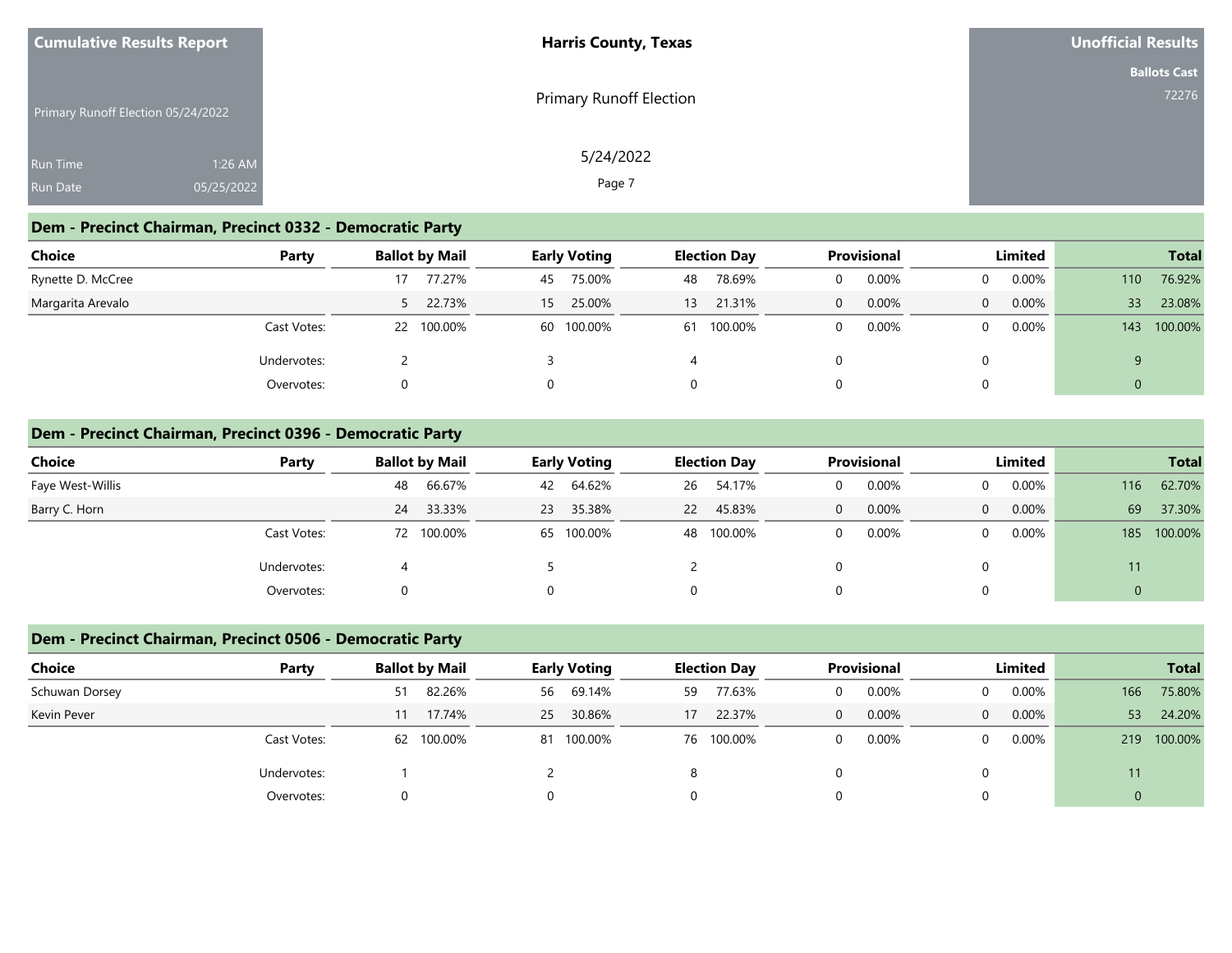## Dem - Precinct Chairman, Precinct 0332 - Democratic Party

| Choice | Party | Ballot by Mail | | Early Voting | | Election Day | | Provisional | | Limited | | Total | |
|---|---|---|---|---|---|---|---|---|---|---|---|---|---|
| Rynette D. McCree | | 17 | 77.27% | 45 | 75.00% | 48 | 78.69% | 0 | 0.00% | 0 | 0.00% | 110 | 76.92% |
| Margarita Arevalo | | 5 | 22.73% | 15 | 25.00% | 13 | 21.31% | 0 | 0.00% | 0 | 0.00% | 33 | 23.08% |
| | Cast Votes: | 22 | 100.00% | 60 | 100.00% | 61 | 100.00% | 0 | 0.00% | 0 | 0.00% | 143 | 100.00% |
| | Undervotes: | 2 | | 3 | | 4 | | 0 | | 0 | | 9 | |
| | Overvotes: | 0 | | 0 | | 0 | | 0 | | 0 | | 0 | |

## Dem - Precinct Chairman, Precinct 0396 - Democratic Party

| Choice | Party | Ballot by Mail | | Early Voting | | Election Day | | Provisional | | Limited | | Total | |
|---|---|---|---|---|---|---|---|---|---|---|---|---|---|
| Faye West-Willis | | 48 | 66.67% | 42 | 64.62% | 26 | 54.17% | 0 | 0.00% | 0 | 0.00% | 116 | 62.70% |
| Barry C. Horn | | 24 | 33.33% | 23 | 35.38% | 22 | 45.83% | 0 | 0.00% | 0 | 0.00% | 69 | 37.30% |
| | Cast Votes: | 72 | 100.00% | 65 | 100.00% | 48 | 100.00% | 0 | 0.00% | 0 | 0.00% | 185 | 100.00% |
| | Undervotes: | 4 | | 5 | | 2 | | 0 | | 0 | | 11 | |
| | Overvotes: | 0 | | 0 | | 0 | | 0 | | 0 | | 0 | |

## Dem - Precinct Chairman, Precinct 0506 - Democratic Party

| Choice | Party | Ballot by Mail | | Early Voting | | Election Day | | Provisional | | Limited | | Total | |
|---|---|---|---|---|---|---|---|---|---|---|---|---|---|
| Schuwan Dorsey | | 51 | 82.26% | 56 | 69.14% | 59 | 77.63% | 0 | 0.00% | 0 | 0.00% | 166 | 75.80% |
| Kevin Pever | | 11 | 17.74% | 25 | 30.86% | 17 | 22.37% | 0 | 0.00% | 0 | 0.00% | 53 | 24.20% |
| | Cast Votes: | 62 | 100.00% | 81 | 100.00% | 76 | 100.00% | 0 | 0.00% | 0 | 0.00% | 219 | 100.00% |
| | Undervotes: | 1 | | 2 | | 8 | | 0 | | 0 | | 11 | |
| | Overvotes: | 0 | | 0 | | 0 | | 0 | | 0 | | 0 | |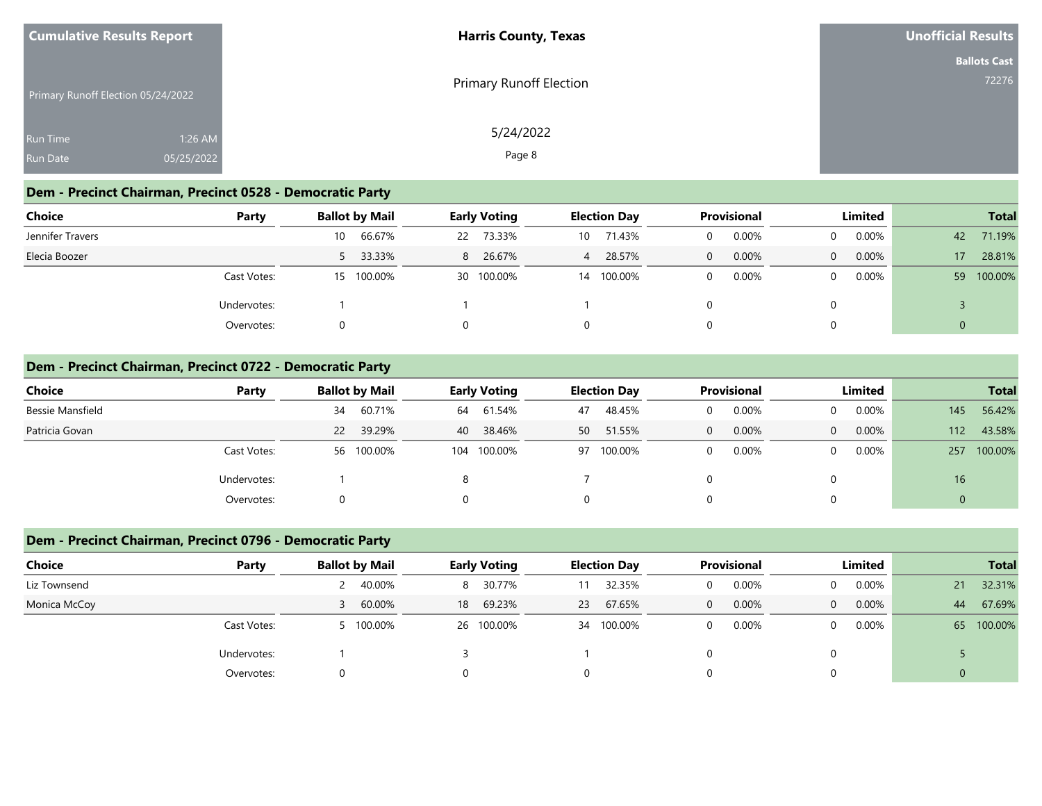**Cumulative Results Report**

Primary Runoff Election 05/24/2022

Run Time 1:26 AM

Run Date 05/25/2022

**Harris County, Texas**

Primary Runoff Election

5/24/2022

**Unofficial Results**

**Ballots Cast**

72276

## Dem - Precinct Chairman, Precinct 0528 - Democratic Party

| Choice | Party | Ballot by Mail | | Early Voting | | Election Day | | Provisional | | Limited | | Total | |
|---|---|---|---|---|---|---|---|---|---|---|---|---|---|
| Jennifer Travers | | 10 | 66.67% | 22 | 73.33% | 10 | 71.43% | 0 | 0.00% | 0 | 0.00% | 42 | 71.19% |
| Elecia Boozer | | 5 | 33.33% | 8 | 26.67% | 4 | 28.57% | 0 | 0.00% | 0 | 0.00% | 17 | 28.81% |
| | Cast Votes: | 15 | 100.00% | 30 | 100.00% | 14 | 100.00% | 0 | 0.00% | 0 | 0.00% | 59 | 100.00% |
| | Undervotes: | 1 | | 1 | | 1 | | 0 | | 0 | | 3 | |
| | Overvotes: | 0 | | 0 | | 0 | | 0 | | 0 | | 0 | |

## Dem - Precinct Chairman, Precinct 0722 - Democratic Party

| Choice | Party | Ballot by Mail | | Early Voting | | Election Day | | Provisional | | Limited | | Total | |
|---|---|---|---|---|---|---|---|---|---|---|---|---|---|
| Bessie Mansfield | | 34 | 60.71% | 64 | 61.54% | 47 | 48.45% | 0 | 0.00% | 0 | 0.00% | 145 | 56.42% |
| Patricia Govan | | 22 | 39.29% | 40 | 38.46% | 50 | 51.55% | 0 | 0.00% | 0 | 0.00% | 112 | 43.58% |
| | Cast Votes: | 56 | 100.00% | 104 | 100.00% | 97 | 100.00% | 0 | 0.00% | 0 | 0.00% | 257 | 100.00% |
| | Undervotes: | 1 | | 8 | | 7 | | 0 | | 0 | | 16 | |
| | Overvotes: | 0 | | 0 | | 0 | | 0 | | 0 | | 0 | |

## Dem - Precinct Chairman, Precinct 0796 - Democratic Party

| Choice | Party | Ballot by Mail | | Early Voting | | Election Day | | Provisional | | Limited | | Total | |
|---|---|---|---|---|---|---|---|---|---|---|---|---|---|
| Liz Townsend | | 2 | 40.00% | 8 | 30.77% | 11 | 32.35% | 0 | 0.00% | 0 | 0.00% | 21 | 32.31% |
| Monica McCoy | | 3 | 60.00% | 18 | 69.23% | 23 | 67.65% | 0 | 0.00% | 0 | 0.00% | 44 | 67.69% |
| | Cast Votes: | 5 | 100.00% | 26 | 100.00% | 34 | 100.00% | 0 | 0.00% | 0 | 0.00% | 65 | 100.00% |
| | Undervotes: | 1 | | 3 | | 1 | | 0 | | 0 | | 5 | |
| | Overvotes: | 0 | | 0 | | 0 | | 0 | | 0 | | 0 | |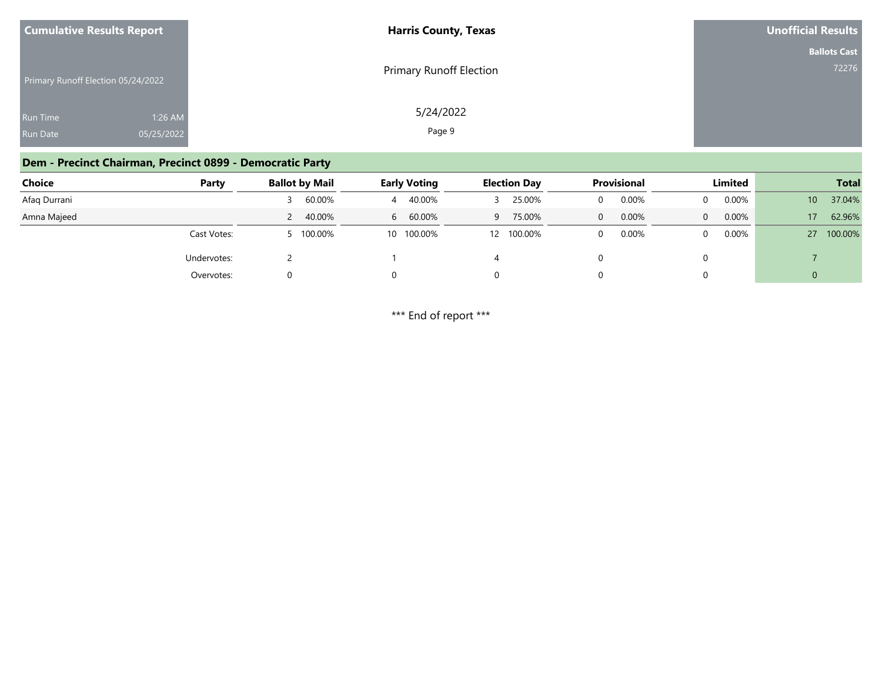## Dem - Precinct Chairman, Precinct 0899 - Democratic Party

| Choice | Party | Ballot by Mail | | Early Voting | | Election Day | | Provisional | | Limited | | Total | |
|---|---|---|---|---|---|---|---|---|---|---|---|---|---|
| Afaq Durrani | | 3 | 60.00% | 4 | 40.00% | 3 | 25.00% | 0 | 0.00% | 0 | 0.00% | 10 | 37.04% |
| Amna Majeed | | 2 | 40.00% | 6 | 60.00% | 9 | 75.00% | 0 | 0.00% | 0 | 0.00% | 17 | 62.96% |
| | Cast Votes: | 5 | 100.00% | 10 | 100.00% | 12 | 100.00% | 0 | 0.00% | 0 | 0.00% | 27 | 100.00% |
| | Undervotes: | 2 | | 1 | | 4 | | 0 | | 0 | | 7 | |
| | Overvotes: | 0 | | 0 | | 0 | | 0 | | 0 | | 0 | |

*** End of report ***